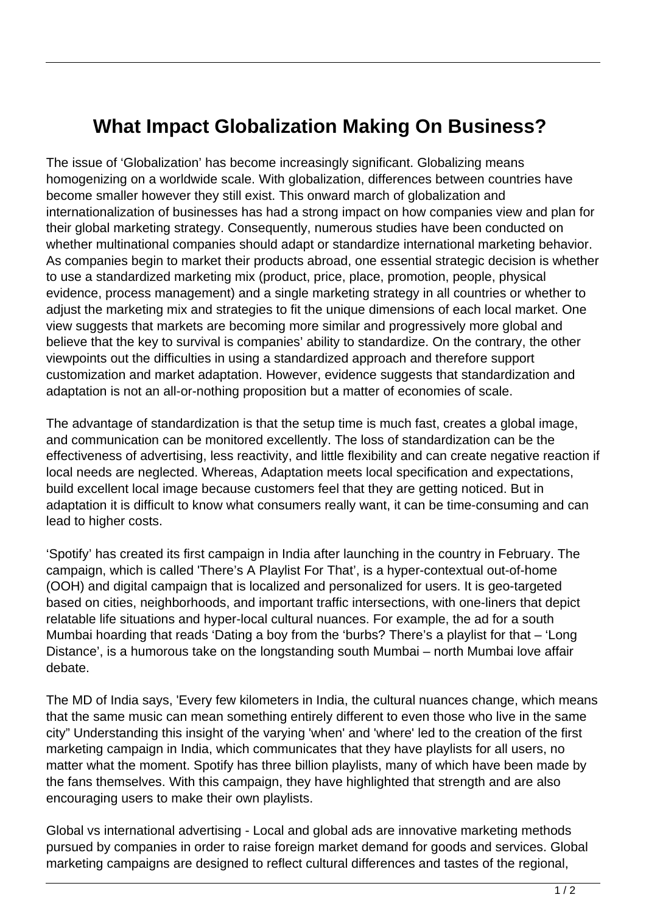# What Impact Globalization Making On Business?

The issue of 'Globalization' has become increasingly significant. Globalizing means homogenizing on a worldwide scale. With globalization, differences between countries have become smaller however they still exist. This onward march of globalization and internationalization of businesses has had a strong impact on how companies view and plan for their global marketing strategy. Consequently, numerous studies have been conducted on whether multinational companies should adapt or standardize international marketing behavior. As companies begin to market their products abroad, one essential strategic decision is whether to use a standardized marketing mix (product, price, place, promotion, people, physical evidence, process management) and a single marketing strategy in all countries or whether to adjust the marketing mix and strategies to fit the unique dimensions of each local market. One view suggests that markets are becoming more similar and progressively more global and believe that the key to survival is companies' ability to standardize. On the contrary, the other viewpoints out the difficulties in using a standardized approach and therefore support customization and market adaptation. However, evidence suggests that standardization and adaptation is not an all-or-nothing proposition but a matter of economies of scale.

The advantage of standardization is that the setup time is much fast, creates a global image, and communication can be monitored excellently. The loss of standardization can be the effectiveness of advertising, less reactivity, and little flexibility and can create negative reaction if local needs are neglected. Whereas, Adaptation meets local specification and expectations, build excellent local image because customers feel that they are getting noticed. But in adaptation it is difficult to know what consumers really want, it can be time-consuming and can lead to higher costs.

'Spotify' has created its first campaign in India after launching in the country in February. The campaign, which is called 'There's A Playlist For That', is a hyper-contextual out-of-home (OOH) and digital campaign that is localized and personalized for users. It is geo-targeted based on cities, neighborhoods, and important traffic intersections, with one-liners that depict relatable life situations and hyper-local cultural nuances. For example, the ad for a south Mumbai hoarding that reads 'Dating a boy from the 'burbs? There's a playlist for that – 'Long Distance', is a humorous take on the longstanding south Mumbai – north Mumbai love affair debate.

The MD of India says, 'Every few kilometers in India, the cultural nuances change, which means that the same music can mean something entirely different to even those who live in the same city" Understanding this insight of the varying 'when' and 'where' led to the creation of the first marketing campaign in India, which communicates that they have playlists for all users, no matter what the moment. Spotify has three billion playlists, many of which have been made by the fans themselves. With this campaign, they have highlighted that strength and are also encouraging users to make their own playlists.

Global vs international advertising - Local and global ads are innovative marketing methods pursued by companies in order to raise foreign market demand for goods and services. Global marketing campaigns are designed to reflect cultural differences and tastes of the regional,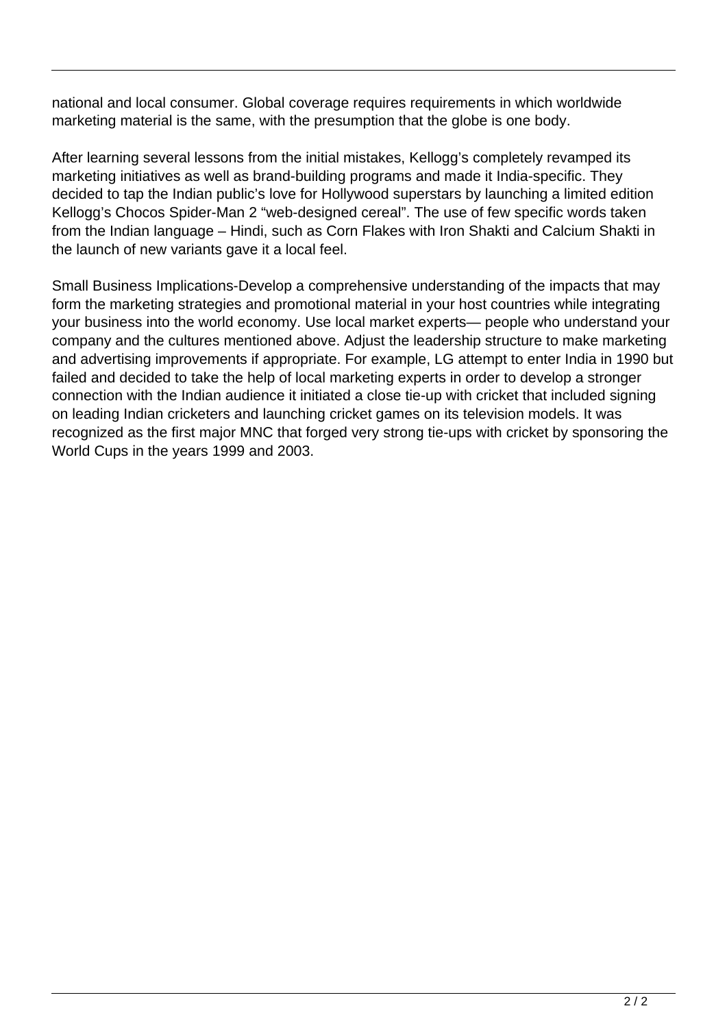national and local consumer. Global coverage requires requirements in which worldwide marketing material is the same, with the presumption that the globe is one body.

After learning several lessons from the initial mistakes, Kellogg's completely revamped its marketing initiatives as well as brand-building programs and made it India-specific. They decided to tap the Indian public's love for Hollywood superstars by launching a limited edition Kellogg's Chocos Spider-Man 2 "web-designed cereal". The use of few specific words taken from the Indian language – Hindi, such as Corn Flakes with Iron Shakti and Calcium Shakti in the launch of new variants gave it a local feel.

Small Business Implications-Develop a comprehensive understanding of the impacts that may form the marketing strategies and promotional material in your host countries while integrating your business into the world economy. Use local market experts— people who understand your company and the cultures mentioned above. Adjust the leadership structure to make marketing and advertising improvements if appropriate. For example, LG attempt to enter India in 1990 but failed and decided to take the help of local marketing experts in order to develop a stronger connection with the Indian audience it initiated a close tie-up with cricket that included signing on leading Indian cricketers and launching cricket games on its television models. It was recognized as the first major MNC that forged very strong tie-ups with cricket by sponsoring the World Cups in the years 1999 and 2003.